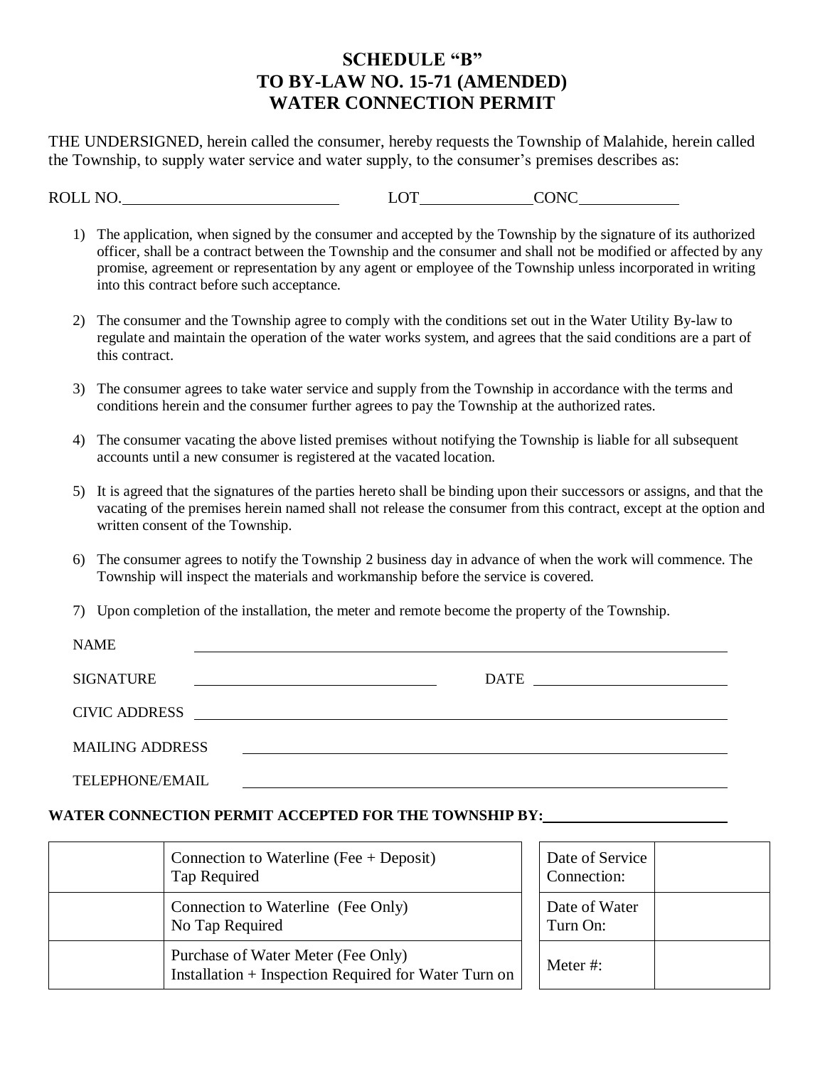# SCHEDULE "B"
# TO BY-LAW NO. 15-71 (AMENDED)
# WATER CONNECTION PERMIT

THE UNDERSIGNED, herein called the consumer, hereby requests the Township of Malahide, herein called the Township, to supply water service and water supply, to the consumer's premises describes as:

ROLL NO.\_\_\_\_\_\_\_\_\_\_\_\_\_\_\_\_\_\_\_\_\_\_\_\_\_\_ LOT\_\_\_\_\_\_\_\_\_\_\_\_\_\_CONC\_\_\_\_\_\_\_\_\_\_\_\_

1) The application, when signed by the consumer and accepted by the Township by the signature of its authorized officer, shall be a contract between the Township and the consumer and shall not be modified or affected by any promise, agreement or representation by any agent or employee of the Township unless incorporated in writing into this contract before such acceptance.

2) The consumer and the Township agree to comply with the conditions set out in the Water Utility By-law to regulate and maintain the operation of the water works system, and agrees that the said conditions are a part of this contract.

3) The consumer agrees to take water service and supply from the Township in accordance with the terms and conditions herein and the consumer further agrees to pay the Township at the authorized rates.

4) The consumer vacating the above listed premises without notifying the Township is liable for all subsequent accounts until a new consumer is registered at the vacated location.

5) It is agreed that the signatures of the parties hereto shall be binding upon their successors or assigns, and that the vacating of the premises herein named shall not release the consumer from this contract, except at the option and written consent of the Township.

6) The consumer agrees to notify the Township 2 business day in advance of when the work will commence. The Township will inspect the materials and workmanship before the service is covered.

7) Upon completion of the installation, the meter and remote become the property of the Township.

NAME \_\_\_\_\_\_\_\_\_\_\_\_\_\_\_\_\_\_\_\_\_\_\_\_\_\_\_\_\_\_\_\_\_\_\_\_\_\_\_\_\_\_\_\_\_\_\_\_

SIGNATURE \_\_\_\_\_\_\_\_\_\_\_\_\_\_\_\_\_\_\_\_\_\_\_\_ DATE \_\_\_\_\_\_\_\_\_\_\_\_\_\_\_\_\_\_

CIVIC ADDRESS \_\_\_\_\_\_\_\_\_\_\_\_\_\_\_\_\_\_\_\_\_\_\_\_\_\_\_\_\_\_\_\_\_\_\_\_\_\_\_\_\_\_

MAILING ADDRESS \_\_\_\_\_\_\_\_\_\_\_\_\_\_\_\_\_\_\_\_\_\_\_\_\_\_\_\_\_\_\_\_\_\_\_\_\_\_\_\_

TELEPHONE/EMAIL \_\_\_\_\_\_\_\_\_\_\_\_\_\_\_\_\_\_\_\_\_\_\_\_\_\_\_\_\_\_\_\_\_\_\_\_\_\_\_\_

**WATER CONNECTION PERMIT ACCEPTED FOR THE TOWNSHIP BY:**\_\_\_\_\_\_\_\_\_\_\_\_\_\_\_\_\_\_\_\_\_\_

| | |
|---|---|
| | Connection to Waterline (Fee + Deposit)<br>Tap Required |
| | Connection to Waterline (Fee Only)<br>No Tap Required |
| | Purchase of Water Meter (Fee Only)<br>Installation + Inspection Required for Water Turn on |

| | |
|---|---|
| Date of Service Connection: | |
| Date of Water Turn On: | |
| Meter #: | |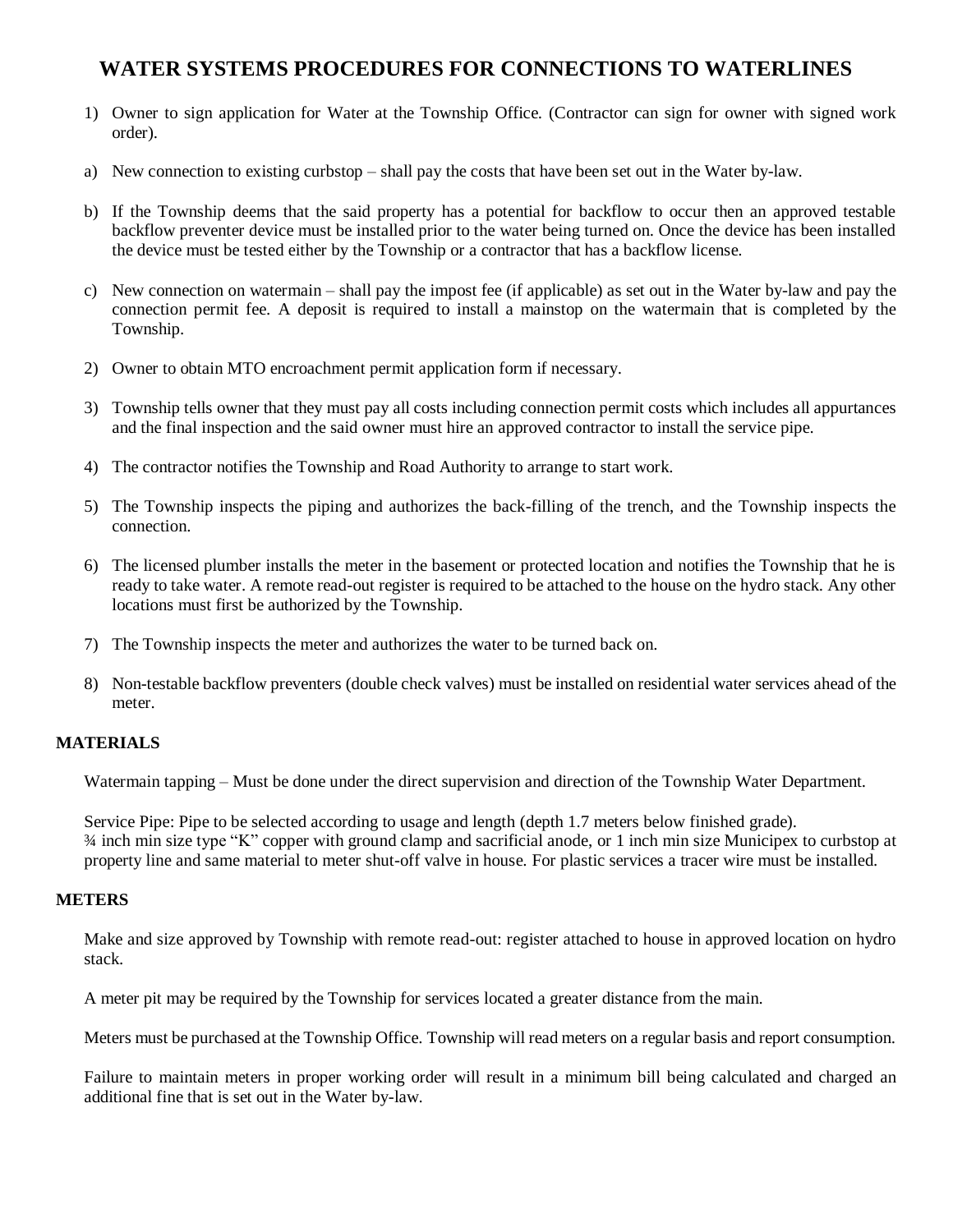# WATER SYSTEMS PROCEDURES FOR CONNECTIONS TO WATERLINES

1) Owner to sign application for Water at the Township Office. (Contractor can sign for owner with signed work order).

a) New connection to existing curbstop – shall pay the costs that have been set out in the Water by-law.

b) If the Township deems that the said property has a potential for backflow to occur then an approved testable backflow preventer device must be installed prior to the water being turned on. Once the device has been installed the device must be tested either by the Township or a contractor that has a backflow license.

c) New connection on watermain – shall pay the impost fee (if applicable) as set out in the Water by-law and pay the connection permit fee. A deposit is required to install a mainstop on the watermain that is completed by the Township.

2) Owner to obtain MTO encroachment permit application form if necessary.

3) Township tells owner that they must pay all costs including connection permit costs which includes all appurtances and the final inspection and the said owner must hire an approved contractor to install the service pipe.

4) The contractor notifies the Township and Road Authority to arrange to start work.

5) The Township inspects the piping and authorizes the back-filling of the trench, and the Township inspects the connection.

6) The licensed plumber installs the meter in the basement or protected location and notifies the Township that he is ready to take water. A remote read-out register is required to be attached to the house on the hydro stack. Any other locations must first be authorized by the Township.

7) The Township inspects the meter and authorizes the water to be turned back on.

8) Non-testable backflow preventers (double check valves) must be installed on residential water services ahead of the meter.

**MATERIALS**

Watermain tapping – Must be done under the direct supervision and direction of the Township Water Department.

Service Pipe: Pipe to be selected according to usage and length (depth 1.7 meters below finished grade).
¾ inch min size type "K" copper with ground clamp and sacrificial anode, or 1 inch min size Municipex to curbstop at property line and same material to meter shut-off valve in house. For plastic services a tracer wire must be installed.

**METERS**

Make and size approved by Township with remote read-out: register attached to house in approved location on hydro stack.

A meter pit may be required by the Township for services located a greater distance from the main.

Meters must be purchased at the Township Office. Township will read meters on a regular basis and report consumption.

Failure to maintain meters in proper working order will result in a minimum bill being calculated and charged an additional fine that is set out in the Water by-law.